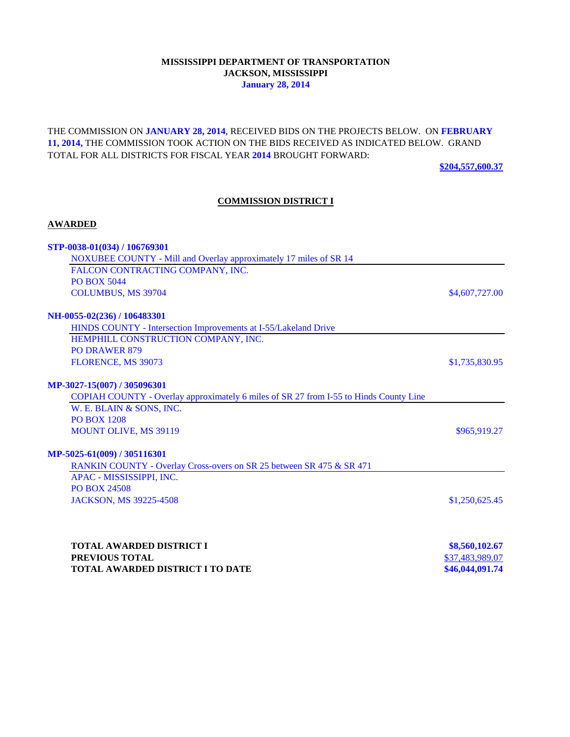**MISSISSIPPI DEPARTMENT OF TRANSPORTATION**
**JACKSON, MISSISSIPPI**
**January 28, 2014**

THE COMMISSION ON **JANUARY 28, 2014**, RECEIVED BIDS ON THE PROJECTS BELOW. ON **FEBRUARY 11, 2014,** THE COMMISSION TOOK ACTION ON THE BIDS RECEIVED AS INDICATED BELOW. GRAND TOTAL FOR ALL DISTRICTS FOR FISCAL YEAR **2014** BROUGHT FORWARD:

**$204,557,600.37**

## COMMISSION DISTRICT I

### AWARDED

**STP-0038-01(034) / 106769301**

NOXUBEE COUNTY - Mill and Overlay approximately 17 miles of SR 14

FALCON CONTRACTING COMPANY, INC.
PO BOX 5044
COLUMBUS, MS 39704 — $4,607,727.00

**NH-0055-02(236) / 106483301**

HINDS COUNTY - Intersection Improvements at I-55/Lakeland Drive

HEMPHILL CONSTRUCTION COMPANY, INC.
PO DRAWER 879
FLORENCE, MS 39073 — $1,735,830.95

**MP-3027-15(007) / 305096301**

COPIAH COUNTY - Overlay approximately 6 miles of SR 27 from I-55 to Hinds County Line

W. E. BLAIN & SONS, INC.
PO BOX 1208
MOUNT OLIVE, MS 39119 — $965,919.27

**MP-5025-61(009) / 305116301**

RANKIN COUNTY - Overlay Cross-overs on SR 25 between SR 475 & SR 471

APAC - MISSISSIPPI, INC.
PO BOX 24508
JACKSON, MS 39225-4508 — $1,250,625.45

| | |
|---|---|
| **TOTAL AWARDED DISTRICT I** | **$8,560,102.67** |
| **PREVIOUS TOTAL** | $37,483,989.07 |
| **TOTAL AWARDED DISTRICT I TO DATE** | **$46,044,091.74** |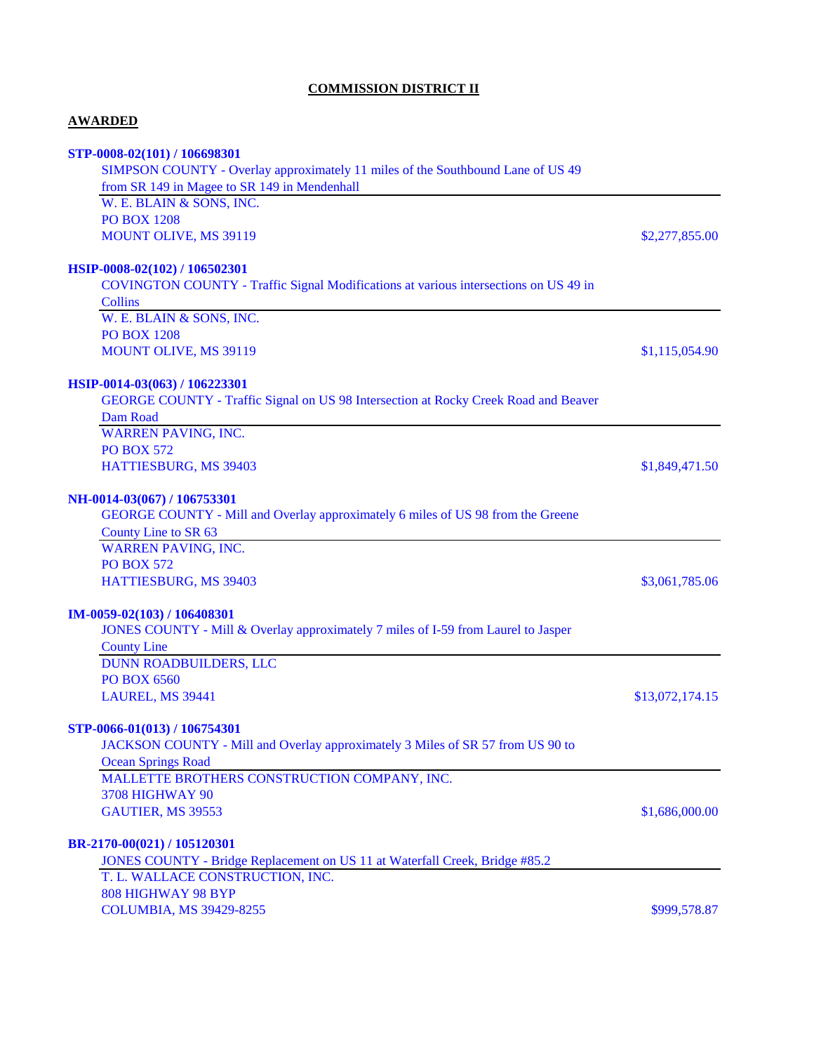## COMMISSION DISTRICT II

### AWARDED

**STP-0008-02(101) / 106698301**

SIMPSON COUNTY - Overlay approximately 11 miles of the Southbound Lane of US 49 from SR 149 in Magee to SR 149 in Mendenhall

W. E. BLAIN & SONS, INC.
PO BOX 1208
MOUNT OLIVE, MS 39119 — $2,277,855.00

**HSIP-0008-02(102) / 106502301**

COVINGTON COUNTY - Traffic Signal Modifications at various intersections on US 49 in Collins

W. E. BLAIN & SONS, INC.
PO BOX 1208
MOUNT OLIVE, MS 39119 — $1,115,054.90

**HSIP-0014-03(063) / 106223301**

GEORGE COUNTY - Traffic Signal on US 98 Intersection at Rocky Creek Road and Beaver Dam Road

WARREN PAVING, INC.
PO BOX 572
HATTIESBURG, MS 39403 — $1,849,471.50

**NH-0014-03(067) / 106753301**

GEORGE COUNTY - Mill and Overlay approximately 6 miles of US 98 from the Greene County Line to SR 63

WARREN PAVING, INC.
PO BOX 572
HATTIESBURG, MS 39403 — $3,061,785.06

**IM-0059-02(103) / 106408301**

JONES COUNTY - Mill & Overlay approximately 7 miles of I-59 from Laurel to Jasper County Line

DUNN ROADBUILDERS, LLC
PO BOX 6560
LAUREL, MS 39441 — $13,072,174.15

**STP-0066-01(013) / 106754301**

JACKSON COUNTY - Mill and Overlay approximately 3 Miles of SR 57 from US 90 to Ocean Springs Road

MALLETTE BROTHERS CONSTRUCTION COMPANY, INC.
3708 HIGHWAY 90
GAUTIER, MS 39553 — $1,686,000.00

**BR-2170-00(021) / 105120301**

JONES COUNTY - Bridge Replacement on US 11 at Waterfall Creek, Bridge #85.2

T. L. WALLACE CONSTRUCTION, INC.
808 HIGHWAY 98 BYP
COLUMBIA, MS 39429-8255 — $999,578.87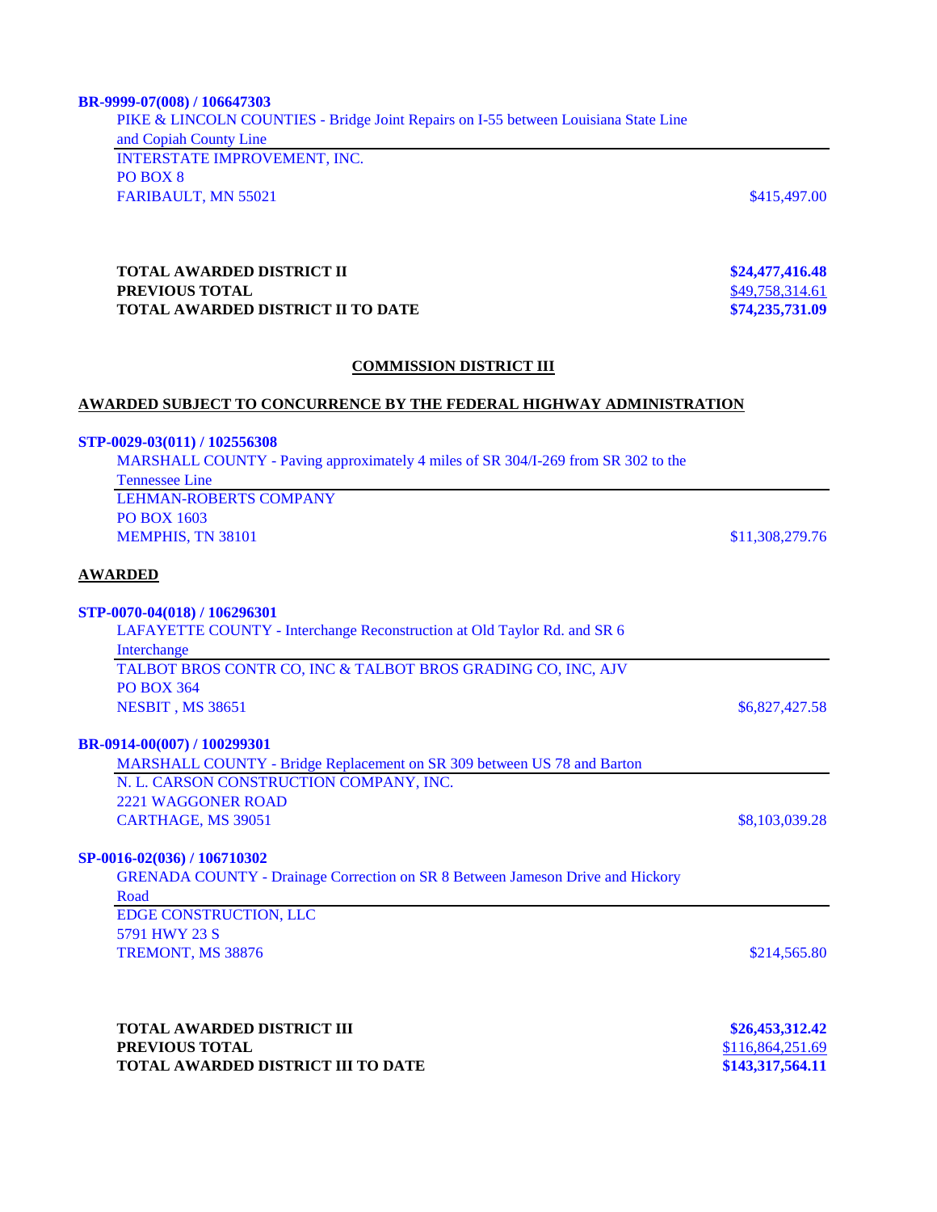**BR-9999-07(008) / 106647303**

PIKE & LINCOLN COUNTIES - Bridge Joint Repairs on I-55 between Louisiana State Line and Copiah County Line

INTERSTATE IMPROVEMENT, INC.
PO BOX 8
FARIBAULT, MN 55021 — $415,497.00

| | |
|---|---|
| **TOTAL AWARDED DISTRICT II** | **$24,477,416.48** |
| **PREVIOUS TOTAL** | $49,758,314.61 |
| **TOTAL AWARDED DISTRICT II TO DATE** | **$74,235,731.09** |

## COMMISSION DISTRICT III

**AWARDED SUBJECT TO CONCURRENCE BY THE FEDERAL HIGHWAY ADMINISTRATION**

**STP-0029-03(011) / 102556308**

MARSHALL COUNTY - Paving approximately 4 miles of SR 304/I-269 from SR 302 to the Tennessee Line

LEHMAN-ROBERTS COMPANY
PO BOX 1603
MEMPHIS, TN 38101 — $11,308,279.76

**AWARDED**

**STP-0070-04(018) / 106296301**

LAFAYETTE COUNTY - Interchange Reconstruction at Old Taylor Rd. and SR 6 Interchange

TALBOT BROS CONTR CO, INC & TALBOT BROS GRADING CO, INC, AJV
PO BOX 364
NESBIT , MS 38651 — $6,827,427.58

**BR-0914-00(007) / 100299301**

MARSHALL COUNTY - Bridge Replacement on SR 309 between US 78 and Barton

N. L. CARSON CONSTRUCTION COMPANY, INC.
2221 WAGGONER ROAD
CARTHAGE, MS 39051 — $8,103,039.28

**SP-0016-02(036) / 106710302**

GRENADA COUNTY - Drainage Correction on SR 8 Between Jameson Drive and Hickory Road

EDGE CONSTRUCTION, LLC
5791 HWY 23 S
TREMONT, MS 38876 — $214,565.80

| | |
|---|---|
| **TOTAL AWARDED DISTRICT III** | **$26,453,312.42** |
| **PREVIOUS TOTAL** | $116,864,251.69 |
| **TOTAL AWARDED DISTRICT III TO DATE** | **$143,317,564.11** |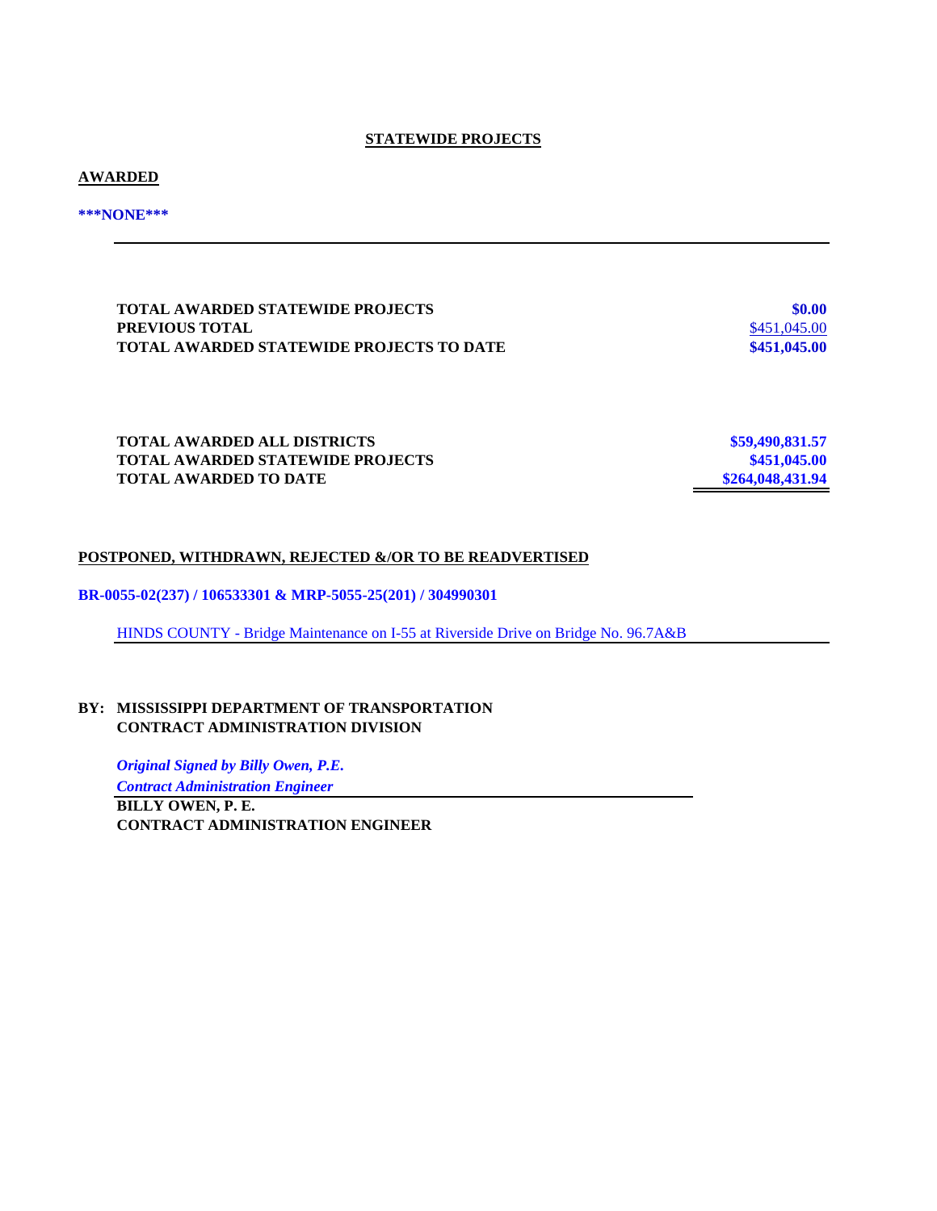## STATEWIDE PROJECTS

**AWARDED**

**\*\*\*NONE\*\*\***

---

| | |
|---|---|
| **TOTAL AWARDED STATEWIDE PROJECTS** | **$0.00** |
| **PREVIOUS TOTAL** | $451,045.00 |
| **TOTAL AWARDED STATEWIDE PROJECTS TO DATE** | **$451,045.00** |

| | |
|---|---|
| **TOTAL AWARDED ALL DISTRICTS** | **$59,490,831.57** |
| **TOTAL AWARDED STATEWIDE PROJECTS** | **$451,045.00** |
| **TOTAL AWARDED TO DATE** | **$264,048,431.94** |

**POSTPONED, WITHDRAWN, REJECTED &/OR TO BE READVERTISED**

**BR-0055-02(237) / 106533301 & MRP-5055-25(201) / 304990301**

HINDS COUNTY - Bridge Maintenance on I-55 at Riverside Drive on Bridge No. 96.7A&B

**BY: MISSISSIPPI DEPARTMENT OF TRANSPORTATION**
**CONTRACT ADMINISTRATION DIVISION**

***Original Signed by Billy Owen, P.E.***
***Contract Administration Engineer***

**BILLY OWEN, P. E.**
**CONTRACT ADMINISTRATION ENGINEER**